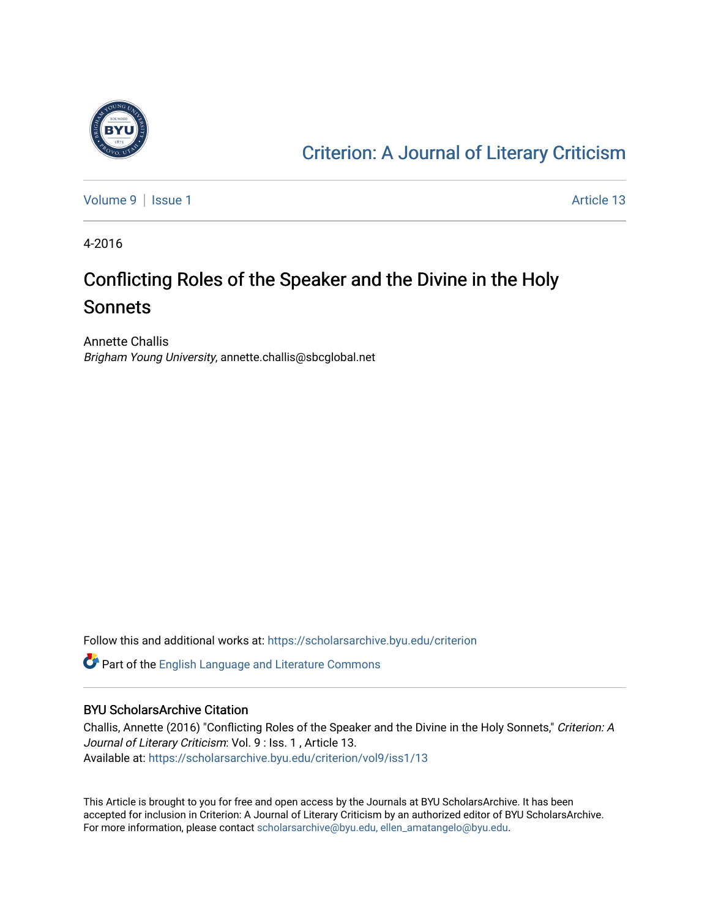[Criterion: A Journal of Literary Criticism](https://scholarsarchive.byu.edu/criterion)

Volume 9 | Issue 1 Article 13

4-2016

# Conflicting Roles of the Speaker and the Divine in the Holy Sonnets

Annette Challis
*Brigham Young University*, annette.challis@sbcglobal.net

Follow this and additional works at: https://scholarsarchive.byu.edu/criterion

Part of the English Language and Literature Commons

## BYU ScholarsArchive Citation

Challis, Annette (2016) "Conflicting Roles of the Speaker and the Divine in the Holy Sonnets," *Criterion: A Journal of Literary Criticism*: Vol. 9 : Iss. 1 , Article 13.
Available at: https://scholarsarchive.byu.edu/criterion/vol9/iss1/13

This Article is brought to you for free and open access by the Journals at BYU ScholarsArchive. It has been accepted for inclusion in Criterion: A Journal of Literary Criticism by an authorized editor of BYU ScholarsArchive. For more information, please contact scholarsarchive@byu.edu, ellen_amatangelo@byu.edu.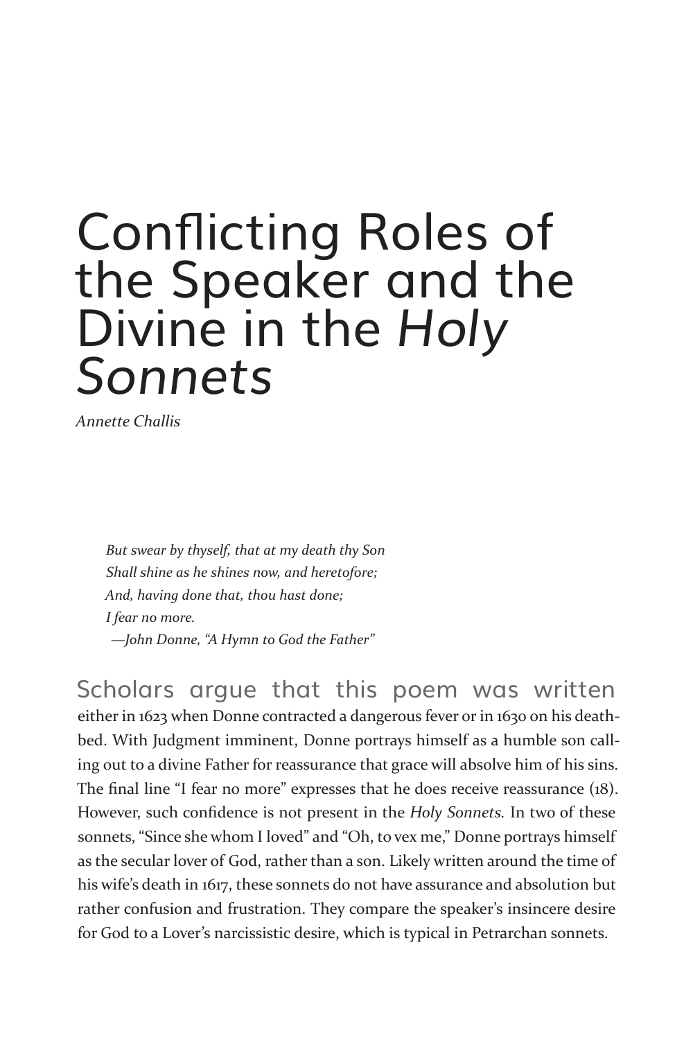# Conflicting Roles of the Speaker and the Divine in the *Holy Sonnets*

*Annette Challis*

> *But swear by thyself, that at my death thy Son*
> *Shall shine as he shines now, and heretofore;*
> *And, having done that, thou hast done;*
> *I fear no more.*
> *—John Donne, "A Hymn to God the Father"*

Scholars argue that this poem was written either in 1623 when Donne contracted a dangerous fever or in 1630 on his deathbed. With Judgment imminent, Donne portrays himself as a humble son calling out to a divine Father for reassurance that grace will absolve him of his sins. The final line "I fear no more" expresses that he does receive reassurance (18). However, such confidence is not present in the *Holy Sonnets*. In two of these sonnets, "Since she whom I loved" and "Oh, to vex me," Donne portrays himself as the secular lover of God, rather than a son. Likely written around the time of his wife's death in 1617, these sonnets do not have assurance and absolution but rather confusion and frustration. They compare the speaker's insincere desire for God to a Lover's narcissistic desire, which is typical in Petrarchan sonnets.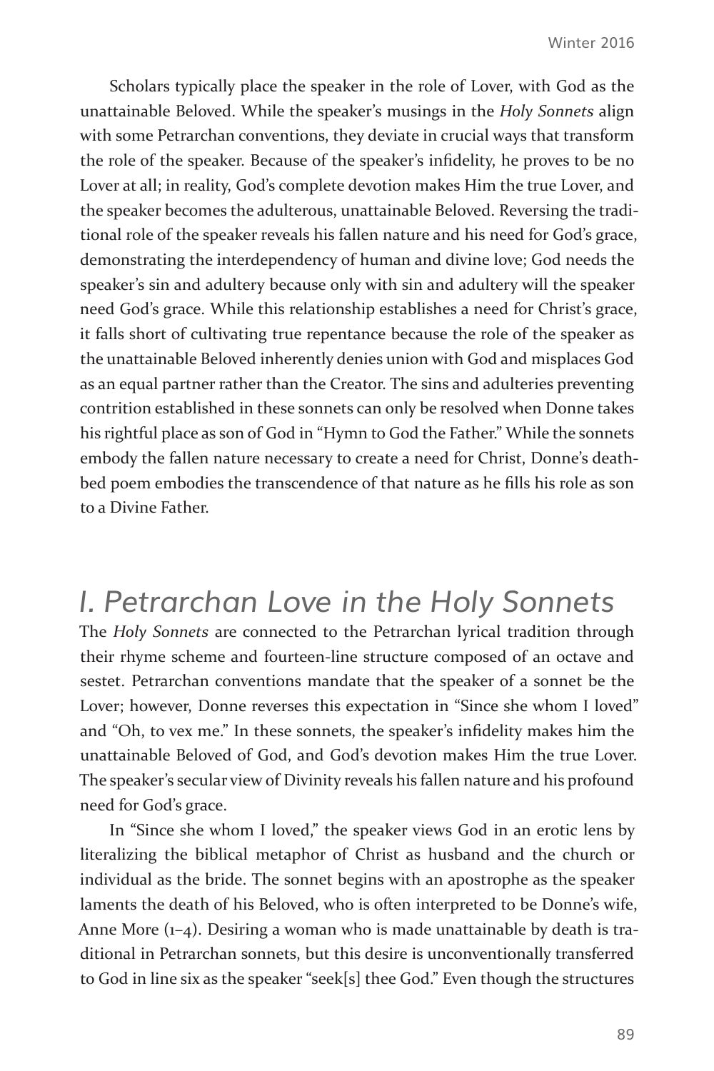Scholars typically place the speaker in the role of Lover, with God as the unattainable Beloved. While the speaker's musings in the *Holy Sonnets* align with some Petrarchan conventions, they deviate in crucial ways that transform the role of the speaker. Because of the speaker's infidelity, he proves to be no Lover at all; in reality, God's complete devotion makes Him the true Lover, and the speaker becomes the adulterous, unattainable Beloved. Reversing the traditional role of the speaker reveals his fallen nature and his need for God's grace, demonstrating the interdependency of human and divine love; God needs the speaker's sin and adultery because only with sin and adultery will the speaker need God's grace. While this relationship establishes a need for Christ's grace, it falls short of cultivating true repentance because the role of the speaker as the unattainable Beloved inherently denies union with God and misplaces God as an equal partner rather than the Creator. The sins and adulteries preventing contrition established in these sonnets can only be resolved when Donne takes his rightful place as son of God in "Hymn to God the Father." While the sonnets embody the fallen nature necessary to create a need for Christ, Donne's deathbed poem embodies the transcendence of that nature as he fills his role as son to a Divine Father.

## I. Petrarchan Love in the Holy Sonnets

The *Holy Sonnets* are connected to the Petrarchan lyrical tradition through their rhyme scheme and fourteen-line structure composed of an octave and sestet. Petrarchan conventions mandate that the speaker of a sonnet be the Lover; however, Donne reverses this expectation in "Since she whom I loved" and "Oh, to vex me." In these sonnets, the speaker's infidelity makes him the unattainable Beloved of God, and God's devotion makes Him the true Lover. The speaker's secular view of Divinity reveals his fallen nature and his profound need for God's grace.

In "Since she whom I loved," the speaker views God in an erotic lens by literalizing the biblical metaphor of Christ as husband and the church or individual as the bride. The sonnet begins with an apostrophe as the speaker laments the death of his Beloved, who is often interpreted to be Donne's wife, Anne More (1–4). Desiring a woman who is made unattainable by death is traditional in Petrarchan sonnets, but this desire is unconventionally transferred to God in line six as the speaker "seek[s] thee God." Even though the structures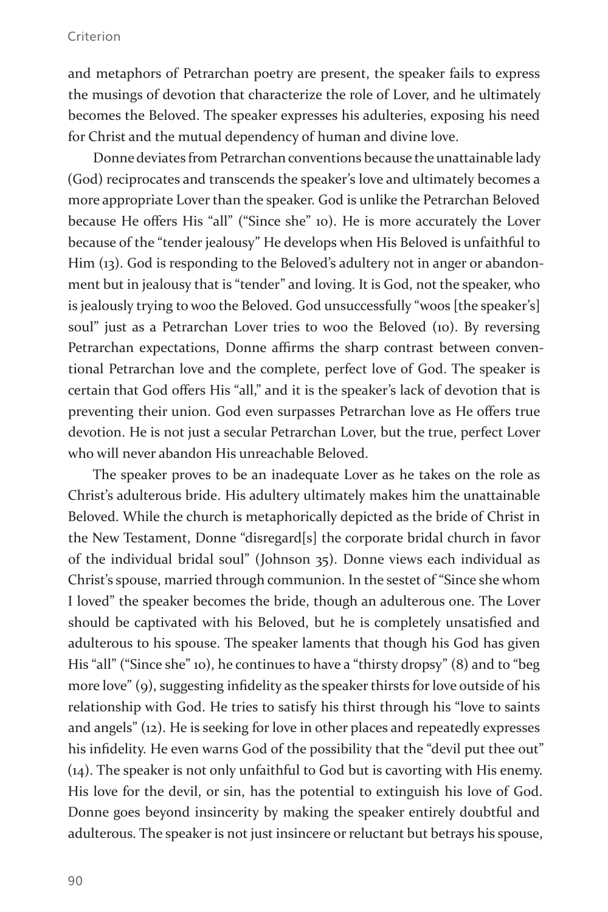and metaphors of Petrarchan poetry are present, the speaker fails to express the musings of devotion that characterize the role of Lover, and he ultimately becomes the Beloved. The speaker expresses his adulteries, exposing his need for Christ and the mutual dependency of human and divine love.

Donne deviates from Petrarchan conventions because the unattainable lady (God) reciprocates and transcends the speaker's love and ultimately becomes a more appropriate Lover than the speaker. God is unlike the Petrarchan Beloved because He offers His "all" ("Since she" 10). He is more accurately the Lover because of the "tender jealousy" He develops when His Beloved is unfaithful to Him (13). God is responding to the Beloved's adultery not in anger or abandonment but in jealousy that is "tender" and loving. It is God, not the speaker, who is jealously trying to woo the Beloved. God unsuccessfully "woos [the speaker's] soul" just as a Petrarchan Lover tries to woo the Beloved (10). By reversing Petrarchan expectations, Donne affirms the sharp contrast between conventional Petrarchan love and the complete, perfect love of God. The speaker is certain that God offers His "all," and it is the speaker's lack of devotion that is preventing their union. God even surpasses Petrarchan love as He offers true devotion. He is not just a secular Petrarchan Lover, but the true, perfect Lover who will never abandon His unreachable Beloved.

The speaker proves to be an inadequate Lover as he takes on the role as Christ's adulterous bride. His adultery ultimately makes him the unattainable Beloved. While the church is metaphorically depicted as the bride of Christ in the New Testament, Donne "disregard[s] the corporate bridal church in favor of the individual bridal soul" (Johnson 35). Donne views each individual as Christ's spouse, married through communion. In the sestet of "Since she whom I loved" the speaker becomes the bride, though an adulterous one. The Lover should be captivated with his Beloved, but he is completely unsatisfied and adulterous to his spouse. The speaker laments that though his God has given His "all" ("Since she" 10), he continues to have a "thirsty dropsy" (8) and to "beg more love" (9), suggesting infidelity as the speaker thirsts for love outside of his relationship with God. He tries to satisfy his thirst through his "love to saints and angels" (12). He is seeking for love in other places and repeatedly expresses his infidelity. He even warns God of the possibility that the "devil put thee out" (14). The speaker is not only unfaithful to God but is cavorting with His enemy. His love for the devil, or sin, has the potential to extinguish his love of God. Donne goes beyond insincerity by making the speaker entirely doubtful and adulterous. The speaker is not just insincere or reluctant but betrays his spouse,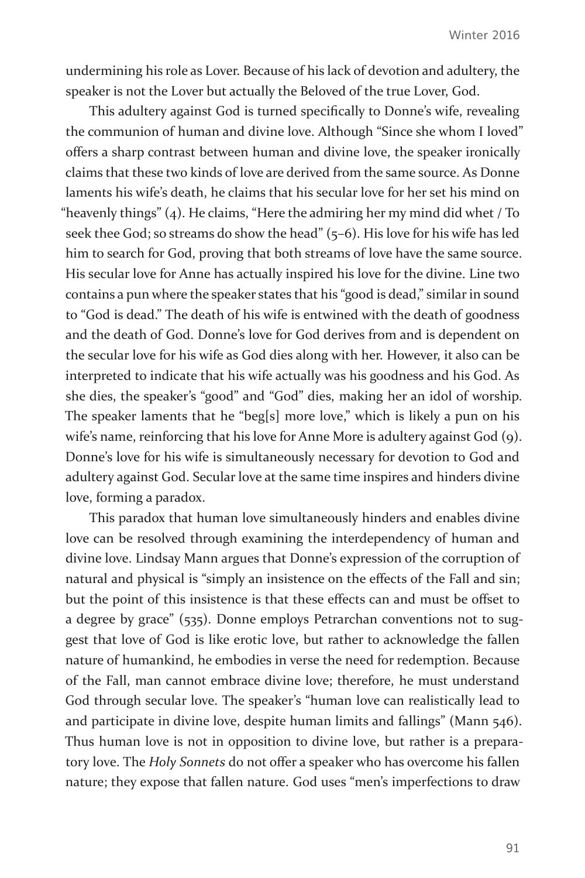undermining his role as Lover. Because of his lack of devotion and adultery, the speaker is not the Lover but actually the Beloved of the true Lover, God.

This adultery against God is turned specifically to Donne's wife, revealing the communion of human and divine love. Although "Since she whom I loved" offers a sharp contrast between human and divine love, the speaker ironically claims that these two kinds of love are derived from the same source. As Donne laments his wife's death, he claims that his secular love for her set his mind on "heavenly things" (4). He claims, "Here the admiring her my mind did whet / To seek thee God; so streams do show the head" (5–6). His love for his wife has led him to search for God, proving that both streams of love have the same source. His secular love for Anne has actually inspired his love for the divine. Line two contains a pun where the speaker states that his "good is dead," similar in sound to "God is dead." The death of his wife is entwined with the death of goodness and the death of God. Donne's love for God derives from and is dependent on the secular love for his wife as God dies along with her. However, it also can be interpreted to indicate that his wife actually was his goodness and his God. As she dies, the speaker's "good" and "God" dies, making her an idol of worship. The speaker laments that he "beg[s] more love," which is likely a pun on his wife's name, reinforcing that his love for Anne More is adultery against God (9). Donne's love for his wife is simultaneously necessary for devotion to God and adultery against God. Secular love at the same time inspires and hinders divine love, forming a paradox.

This paradox that human love simultaneously hinders and enables divine love can be resolved through examining the interdependency of human and divine love. Lindsay Mann argues that Donne's expression of the corruption of natural and physical is "simply an insistence on the effects of the Fall and sin; but the point of this insistence is that these effects can and must be offset to a degree by grace" (535). Donne employs Petrarchan conventions not to suggest that love of God is like erotic love, but rather to acknowledge the fallen nature of humankind, he embodies in verse the need for redemption. Because of the Fall, man cannot embrace divine love; therefore, he must understand God through secular love. The speaker's "human love can realistically lead to and participate in divine love, despite human limits and fallings" (Mann 546). Thus human love is not in opposition to divine love, but rather is a preparatory love. The *Holy Sonnets* do not offer a speaker who has overcome his fallen nature; they expose that fallen nature. God uses "men's imperfections to draw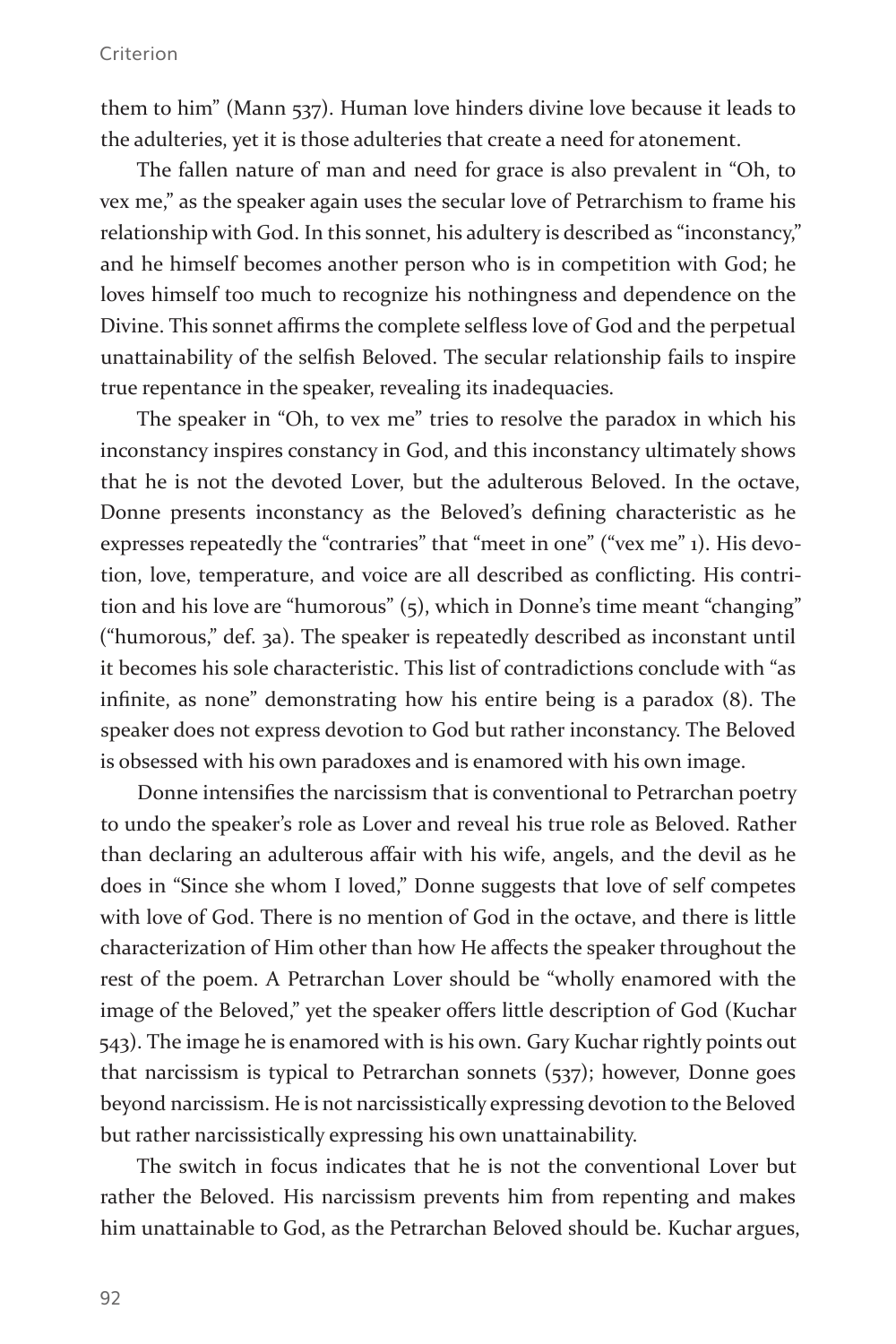them to him" (Mann 537). Human love hinders divine love because it leads to the adulteries, yet it is those adulteries that create a need for atonement.

The fallen nature of man and need for grace is also prevalent in "Oh, to vex me," as the speaker again uses the secular love of Petrarchism to frame his relationship with God. In this sonnet, his adultery is described as "inconstancy," and he himself becomes another person who is in competition with God; he loves himself too much to recognize his nothingness and dependence on the Divine. This sonnet affirms the complete selfless love of God and the perpetual unattainability of the selfish Beloved. The secular relationship fails to inspire true repentance in the speaker, revealing its inadequacies.

The speaker in "Oh, to vex me" tries to resolve the paradox in which his inconstancy inspires constancy in God, and this inconstancy ultimately shows that he is not the devoted Lover, but the adulterous Beloved. In the octave, Donne presents inconstancy as the Beloved's defining characteristic as he expresses repeatedly the "contraries" that "meet in one" ("vex me" 1). His devotion, love, temperature, and voice are all described as conflicting. His contrition and his love are "humorous" (5), which in Donne's time meant "changing" ("humorous," def. 3a). The speaker is repeatedly described as inconstant until it becomes his sole characteristic. This list of contradictions conclude with "as infinite, as none" demonstrating how his entire being is a paradox (8). The speaker does not express devotion to God but rather inconstancy. The Beloved is obsessed with his own paradoxes and is enamored with his own image.

Donne intensifies the narcissism that is conventional to Petrarchan poetry to undo the speaker's role as Lover and reveal his true role as Beloved. Rather than declaring an adulterous affair with his wife, angels, and the devil as he does in "Since she whom I loved," Donne suggests that love of self competes with love of God. There is no mention of God in the octave, and there is little characterization of Him other than how He affects the speaker throughout the rest of the poem. A Petrarchan Lover should be "wholly enamored with the image of the Beloved," yet the speaker offers little description of God (Kuchar 543). The image he is enamored with is his own. Gary Kuchar rightly points out that narcissism is typical to Petrarchan sonnets (537); however, Donne goes beyond narcissism. He is not narcissistically expressing devotion to the Beloved but rather narcissistically expressing his own unattainability.

The switch in focus indicates that he is not the conventional Lover but rather the Beloved. His narcissism prevents him from repenting and makes him unattainable to God, as the Petrarchan Beloved should be. Kuchar argues,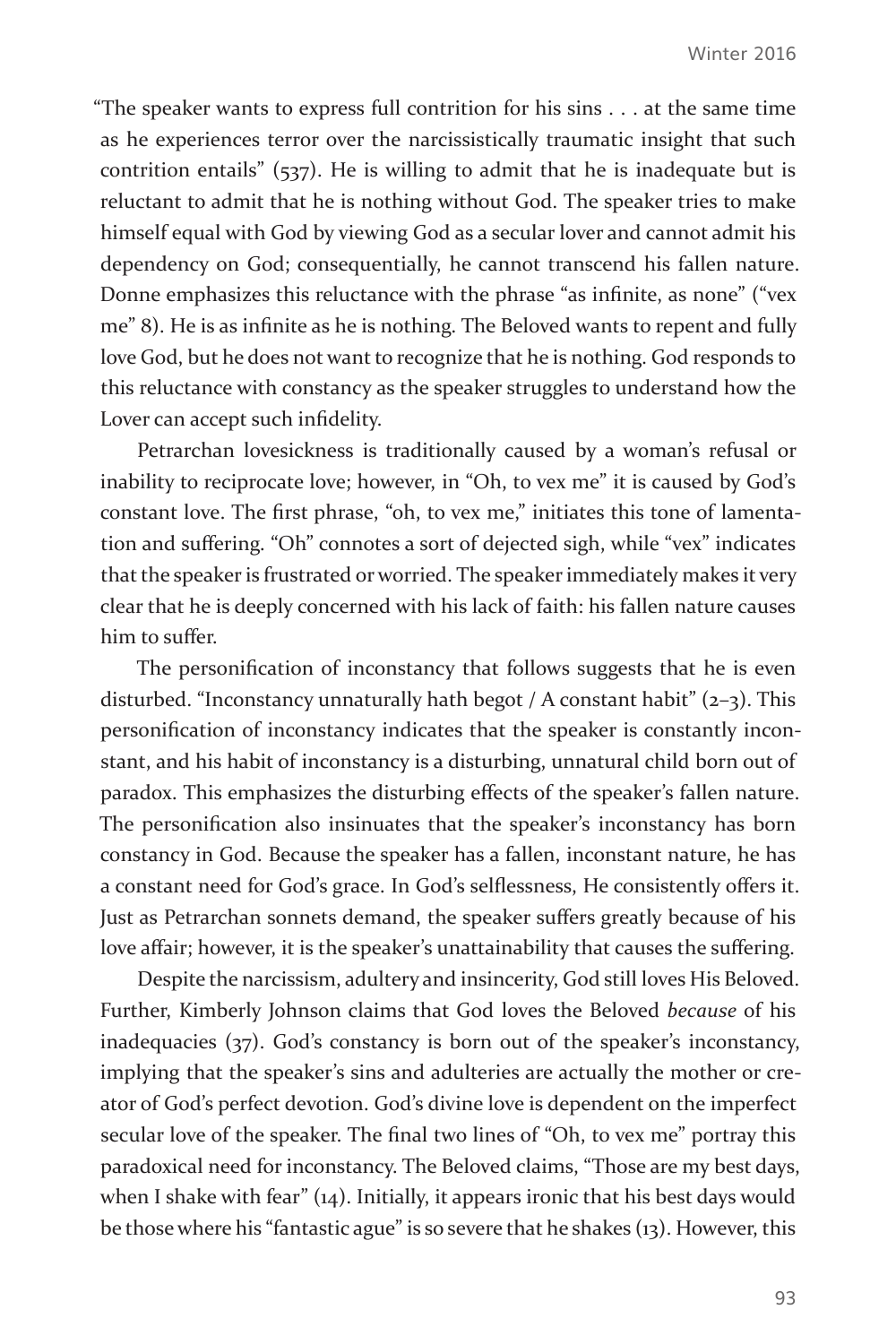"The speaker wants to express full contrition for his sins . . . at the same time as he experiences terror over the narcissistically traumatic insight that such contrition entails" (537). He is willing to admit that he is inadequate but is reluctant to admit that he is nothing without God. The speaker tries to make himself equal with God by viewing God as a secular lover and cannot admit his dependency on God; consequentially, he cannot transcend his fallen nature. Donne emphasizes this reluctance with the phrase "as infinite, as none" ("vex me" 8). He is as infinite as he is nothing. The Beloved wants to repent and fully love God, but he does not want to recognize that he is nothing. God responds to this reluctance with constancy as the speaker struggles to understand how the Lover can accept such infidelity.

Petrarchan lovesickness is traditionally caused by a woman's refusal or inability to reciprocate love; however, in "Oh, to vex me" it is caused by God's constant love. The first phrase, "oh, to vex me," initiates this tone of lamentation and suffering. "Oh" connotes a sort of dejected sigh, while "vex" indicates that the speaker is frustrated or worried. The speaker immediately makes it very clear that he is deeply concerned with his lack of faith: his fallen nature causes him to suffer.

The personification of inconstancy that follows suggests that he is even disturbed. "Inconstancy unnaturally hath begot / A constant habit" (2–3). This personification of inconstancy indicates that the speaker is constantly inconstant, and his habit of inconstancy is a disturbing, unnatural child born out of paradox. This emphasizes the disturbing effects of the speaker's fallen nature. The personification also insinuates that the speaker's inconstancy has born constancy in God. Because the speaker has a fallen, inconstant nature, he has a constant need for God's grace. In God's selflessness, He consistently offers it. Just as Petrarchan sonnets demand, the speaker suffers greatly because of his love affair; however, it is the speaker's unattainability that causes the suffering.

Despite the narcissism, adultery and insincerity, God still loves His Beloved. Further, Kimberly Johnson claims that God loves the Beloved *because* of his inadequacies (37). God's constancy is born out of the speaker's inconstancy, implying that the speaker's sins and adulteries are actually the mother or creator of God's perfect devotion. God's divine love is dependent on the imperfect secular love of the speaker. The final two lines of "Oh, to vex me" portray this paradoxical need for inconstancy. The Beloved claims, "Those are my best days, when I shake with fear" (14). Initially, it appears ironic that his best days would be those where his "fantastic ague" is so severe that he shakes (13). However, this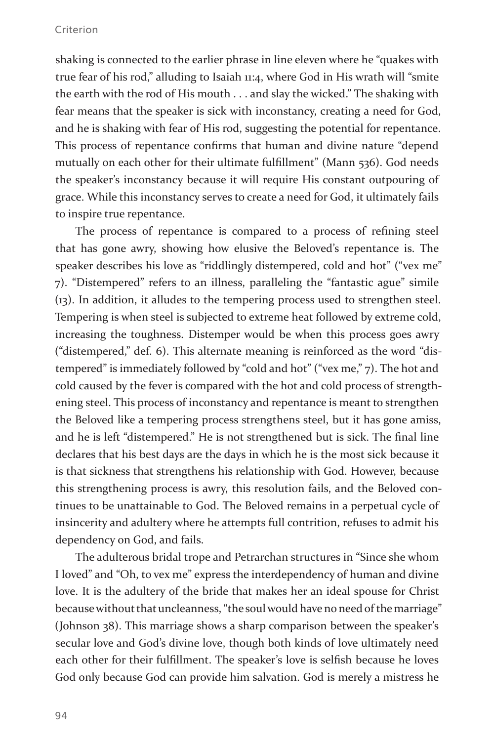shaking is connected to the earlier phrase in line eleven where he "quakes with true fear of his rod," alluding to Isaiah 11:4, where God in His wrath will "smite the earth with the rod of His mouth . . . and slay the wicked." The shaking with fear means that the speaker is sick with inconstancy, creating a need for God, and he is shaking with fear of His rod, suggesting the potential for repentance. This process of repentance confirms that human and divine nature "depend mutually on each other for their ultimate fulfillment" (Mann 536). God needs the speaker's inconstancy because it will require His constant outpouring of grace. While this inconstancy serves to create a need for God, it ultimately fails to inspire true repentance.

The process of repentance is compared to a process of refining steel that has gone awry, showing how elusive the Beloved's repentance is. The speaker describes his love as "riddlingly distempered, cold and hot" ("vex me" 7). "Distempered" refers to an illness, paralleling the "fantastic ague" simile (13). In addition, it alludes to the tempering process used to strengthen steel. Tempering is when steel is subjected to extreme heat followed by extreme cold, increasing the toughness. Distemper would be when this process goes awry ("distempered," def. 6). This alternate meaning is reinforced as the word "distempered" is immediately followed by "cold and hot" ("vex me," 7). The hot and cold caused by the fever is compared with the hot and cold process of strengthening steel. This process of inconstancy and repentance is meant to strengthen the Beloved like a tempering process strengthens steel, but it has gone amiss, and he is left "distempered." He is not strengthened but is sick. The final line declares that his best days are the days in which he is the most sick because it is that sickness that strengthens his relationship with God. However, because this strengthening process is awry, this resolution fails, and the Beloved continues to be unattainable to God. The Beloved remains in a perpetual cycle of insincerity and adultery where he attempts full contrition, refuses to admit his dependency on God, and fails.

The adulterous bridal trope and Petrarchan structures in "Since she whom I loved" and "Oh, to vex me" express the interdependency of human and divine love. It is the adultery of the bride that makes her an ideal spouse for Christ because without that uncleanness, "the soul would have no need of the marriage" (Johnson 38). This marriage shows a sharp comparison between the speaker's secular love and God's divine love, though both kinds of love ultimately need each other for their fulfillment. The speaker's love is selfish because he loves God only because God can provide him salvation. God is merely a mistress he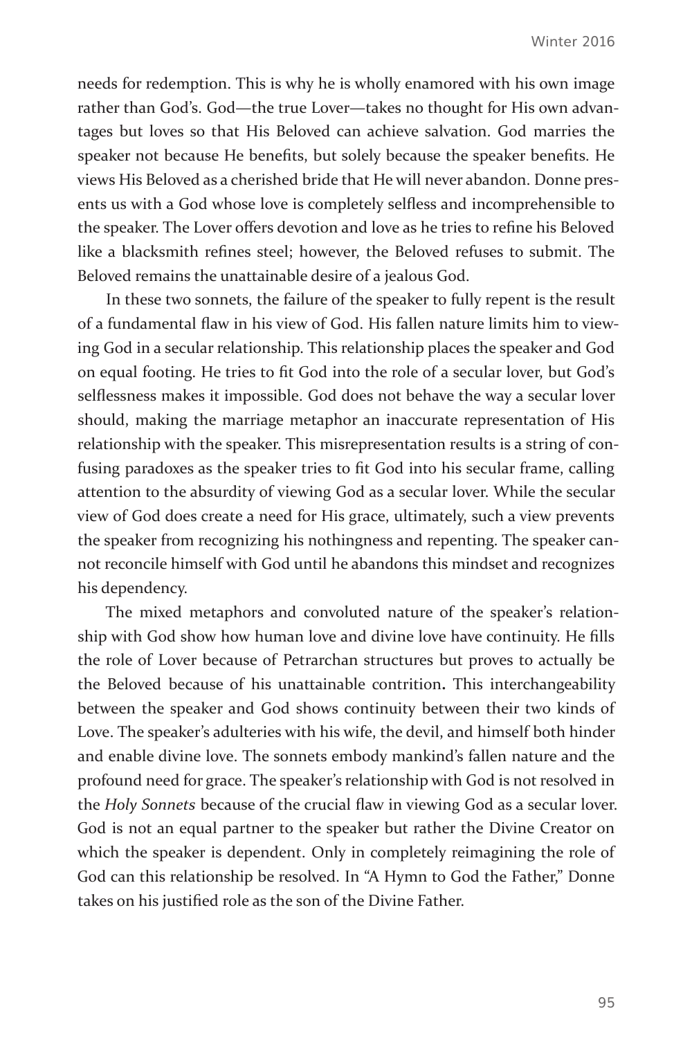needs for redemption. This is why he is wholly enamored with his own image rather than God's. God—the true Lover—takes no thought for His own advantages but loves so that His Beloved can achieve salvation. God marries the speaker not because He benefits, but solely because the speaker benefits. He views His Beloved as a cherished bride that He will never abandon. Donne presents us with a God whose love is completely selfless and incomprehensible to the speaker. The Lover offers devotion and love as he tries to refine his Beloved like a blacksmith refines steel; however, the Beloved refuses to submit. The Beloved remains the unattainable desire of a jealous God.

In these two sonnets, the failure of the speaker to fully repent is the result of a fundamental flaw in his view of God. His fallen nature limits him to viewing God in a secular relationship. This relationship places the speaker and God on equal footing. He tries to fit God into the role of a secular lover, but God's selflessness makes it impossible. God does not behave the way a secular lover should, making the marriage metaphor an inaccurate representation of His relationship with the speaker. This misrepresentation results is a string of confusing paradoxes as the speaker tries to fit God into his secular frame, calling attention to the absurdity of viewing God as a secular lover. While the secular view of God does create a need for His grace, ultimately, such a view prevents the speaker from recognizing his nothingness and repenting. The speaker cannot reconcile himself with God until he abandons this mindset and recognizes his dependency.

The mixed metaphors and convoluted nature of the speaker's relationship with God show how human love and divine love have continuity. He fills the role of Lover because of Petrarchan structures but proves to actually be the Beloved because of his unattainable contrition. This interchangeability between the speaker and God shows continuity between their two kinds of Love. The speaker's adulteries with his wife, the devil, and himself both hinder and enable divine love. The sonnets embody mankind's fallen nature and the profound need for grace. The speaker's relationship with God is not resolved in the *Holy Sonnets* because of the crucial flaw in viewing God as a secular lover. God is not an equal partner to the speaker but rather the Divine Creator on which the speaker is dependent. Only in completely reimagining the role of God can this relationship be resolved. In "A Hymn to God the Father," Donne takes on his justified role as the son of the Divine Father.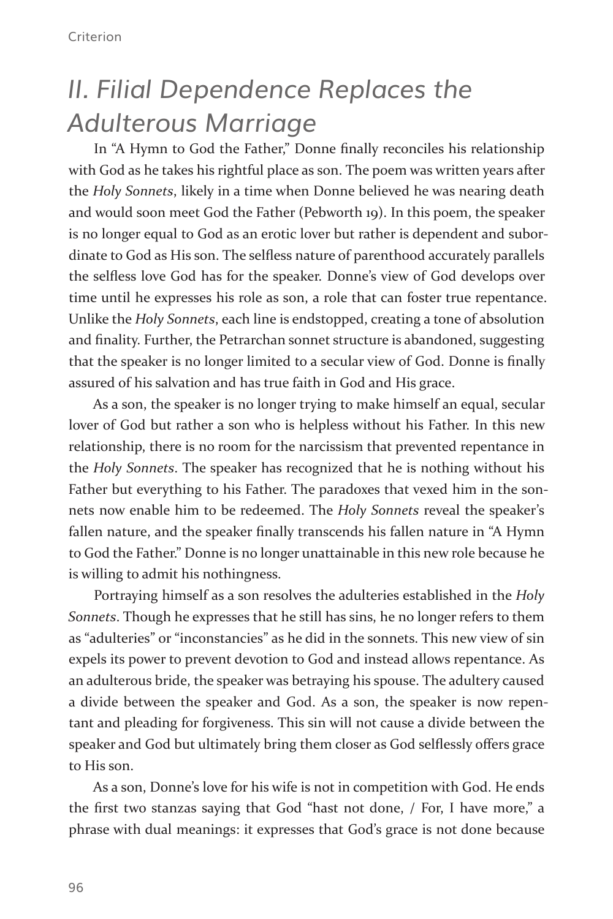## *II. Filial Dependence Replaces the Adulterous Marriage*

In "A Hymn to God the Father," Donne finally reconciles his relationship with God as he takes his rightful place as son. The poem was written years after the *Holy Sonnets*, likely in a time when Donne believed he was nearing death and would soon meet God the Father (Pebworth 19). In this poem, the speaker is no longer equal to God as an erotic lover but rather is dependent and subordinate to God as His son. The selfless nature of parenthood accurately parallels the selfless love God has for the speaker. Donne's view of God develops over time until he expresses his role as son, a role that can foster true repentance. Unlike the *Holy Sonnets*, each line is endstopped, creating a tone of absolution and finality. Further, the Petrarchan sonnet structure is abandoned, suggesting that the speaker is no longer limited to a secular view of God. Donne is finally assured of his salvation and has true faith in God and His grace.

As a son, the speaker is no longer trying to make himself an equal, secular lover of God but rather a son who is helpless without his Father. In this new relationship, there is no room for the narcissism that prevented repentance in the *Holy Sonnets*. The speaker has recognized that he is nothing without his Father but everything to his Father. The paradoxes that vexed him in the sonnets now enable him to be redeemed. The *Holy Sonnets* reveal the speaker's fallen nature, and the speaker finally transcends his fallen nature in "A Hymn to God the Father." Donne is no longer unattainable in this new role because he is willing to admit his nothingness.

Portraying himself as a son resolves the adulteries established in the *Holy Sonnets*. Though he expresses that he still has sins, he no longer refers to them as "adulteries" or "inconstancies" as he did in the sonnets. This new view of sin expels its power to prevent devotion to God and instead allows repentance. As an adulterous bride, the speaker was betraying his spouse. The adultery caused a divide between the speaker and God. As a son, the speaker is now repentant and pleading for forgiveness. This sin will not cause a divide between the speaker and God but ultimately bring them closer as God selflessly offers grace to His son.

As a son, Donne's love for his wife is not in competition with God. He ends the first two stanzas saying that God "hast not done, / For, I have more," a phrase with dual meanings: it expresses that God's grace is not done because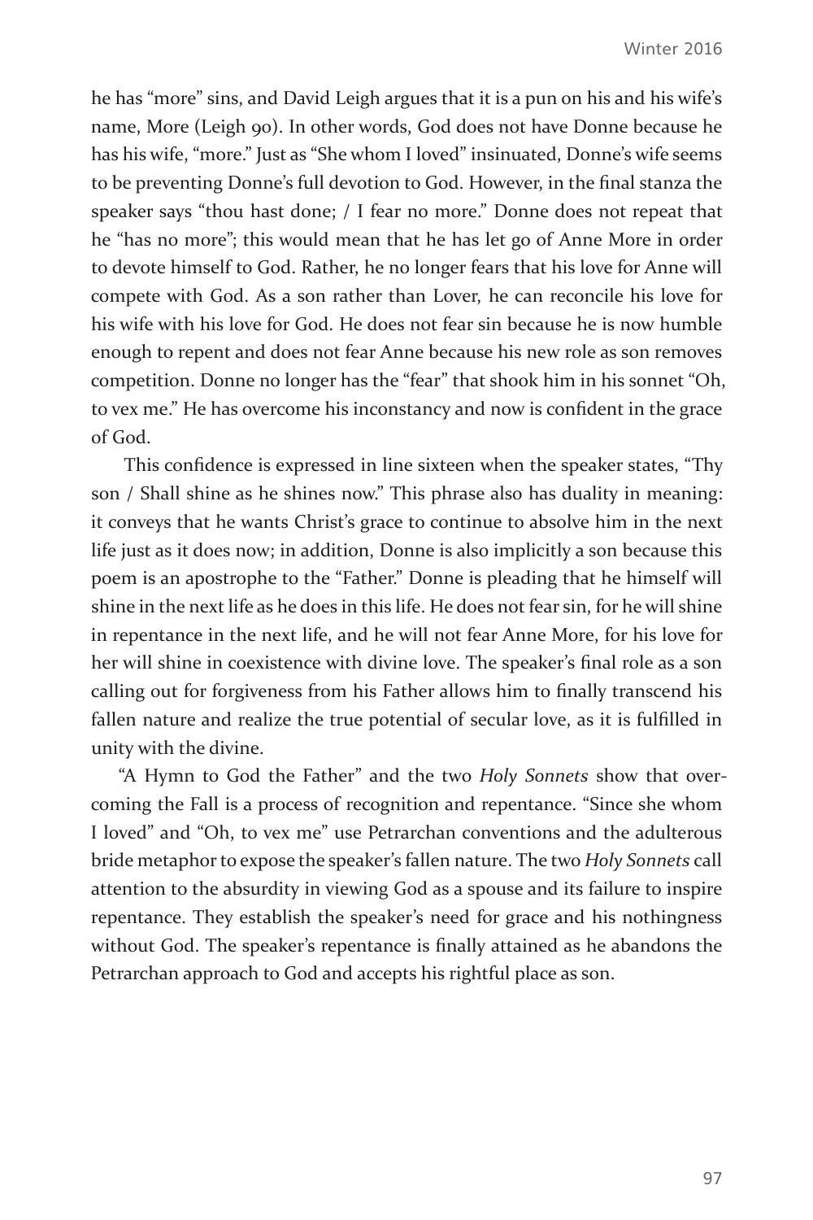he has "more" sins, and David Leigh argues that it is a pun on his and his wife's name, More (Leigh 90). In other words, God does not have Donne because he has his wife, "more." Just as "She whom I loved" insinuated, Donne's wife seems to be preventing Donne's full devotion to God. However, in the final stanza the speaker says "thou hast done; / I fear no more." Donne does not repeat that he "has no more"; this would mean that he has let go of Anne More in order to devote himself to God. Rather, he no longer fears that his love for Anne will compete with God. As a son rather than Lover, he can reconcile his love for his wife with his love for God. He does not fear sin because he is now humble enough to repent and does not fear Anne because his new role as son removes competition. Donne no longer has the "fear" that shook him in his sonnet "Oh, to vex me." He has overcome his inconstancy and now is confident in the grace of God.

This confidence is expressed in line sixteen when the speaker states, "Thy son / Shall shine as he shines now." This phrase also has duality in meaning: it conveys that he wants Christ's grace to continue to absolve him in the next life just as it does now; in addition, Donne is also implicitly a son because this poem is an apostrophe to the "Father." Donne is pleading that he himself will shine in the next life as he does in this life. He does not fear sin, for he will shine in repentance in the next life, and he will not fear Anne More, for his love for her will shine in coexistence with divine love. The speaker's final role as a son calling out for forgiveness from his Father allows him to finally transcend his fallen nature and realize the true potential of secular love, as it is fulfilled in unity with the divine.

"A Hymn to God the Father" and the two *Holy Sonnets* show that overcoming the Fall is a process of recognition and repentance. "Since she whom I loved" and "Oh, to vex me" use Petrarchan conventions and the adulterous bride metaphor to expose the speaker's fallen nature. The two *Holy Sonnets* call attention to the absurdity in viewing God as a spouse and its failure to inspire repentance. They establish the speaker's need for grace and his nothingness without God. The speaker's repentance is finally attained as he abandons the Petrarchan approach to God and accepts his rightful place as son.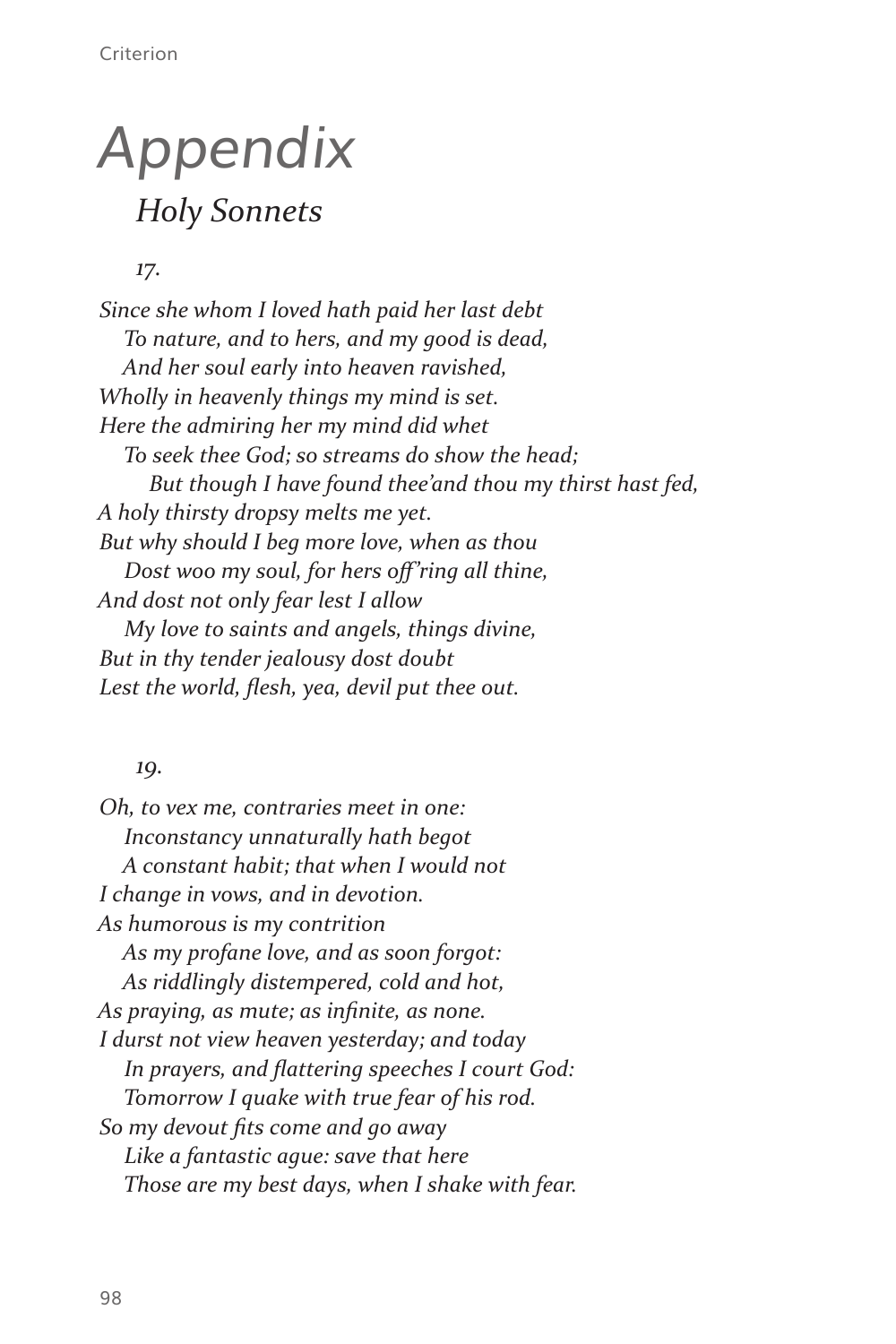# Appendix

## *Holy Sonnets*

*17.*

*Since she whom I loved hath paid her last debt*
*To nature, and to hers, and my good is dead,*
*And her soul early into heaven ravished,*
*Wholly in heavenly things my mind is set.*
*Here the admiring her my mind did whet*
*To seek thee God; so streams do show the head;*
*But though I have found thee'and thou my thirst hast fed,*
*A holy thirsty dropsy melts me yet.*
*But why should I beg more love, when as thou*
*Dost woo my soul, for hers off'ring all thine,*
*And dost not only fear lest I allow*
*My love to saints and angels, things divine,*
*But in thy tender jealousy dost doubt*
*Lest the world, flesh, yea, devil put thee out.*

*19.*

*Oh, to vex me, contraries meet in one:*
*Inconstancy unnaturally hath begot*
*A constant habit; that when I would not*
*I change in vows, and in devotion.*
*As humorous is my contrition*
*As my profane love, and as soon forgot:*
*As riddlingly distempered, cold and hot,*
*As praying, as mute; as infinite, as none.*
*I durst not view heaven yesterday; and today*
*In prayers, and flattering speeches I court God:*
*Tomorrow I quake with true fear of his rod.*
*So my devout fits come and go away*
*Like a fantastic ague: save that here*
*Those are my best days, when I shake with fear.*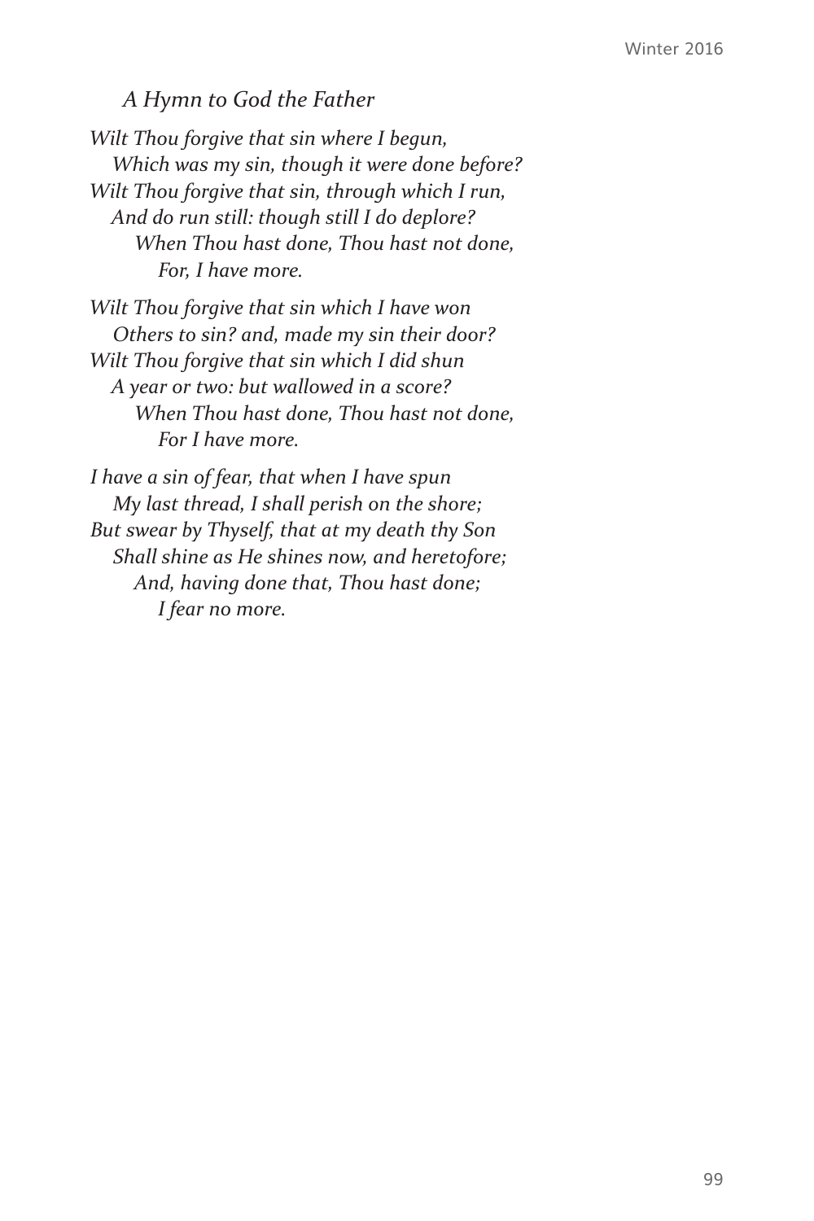*A Hymn to God the Father*

*Wilt Thou forgive that sin where I begun,*
*Which was my sin, though it were done before?*
*Wilt Thou forgive that sin, through which I run,*
*And do run still: though still I do deplore?*
*When Thou hast done, Thou hast not done,*
*For, I have more.*

*Wilt Thou forgive that sin which I have won*
*Others to sin? and, made my sin their door?*
*Wilt Thou forgive that sin which I did shun*
*A year or two: but wallowed in a score?*
*When Thou hast done, Thou hast not done,*
*For I have more.*

*I have a sin of fear, that when I have spun*
*My last thread, I shall perish on the shore;*
*But swear by Thyself, that at my death thy Son*
*Shall shine as He shines now, and heretofore;*
*And, having done that, Thou hast done;*
*I fear no more.*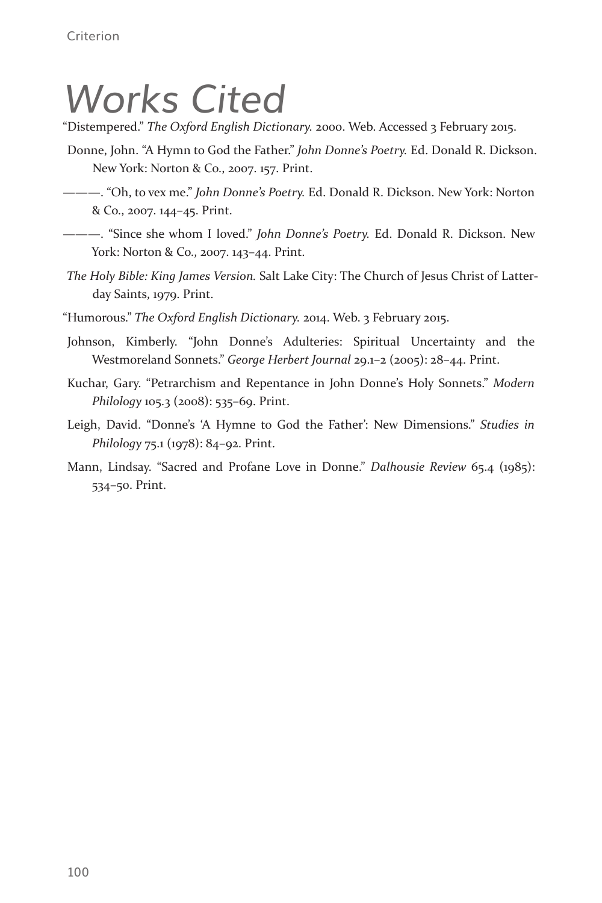# Works Cited

"Distempered." *The Oxford English Dictionary.* 2000. Web. Accessed 3 February 2015.

Donne, John. "A Hymn to God the Father." *John Donne's Poetry.* Ed. Donald R. Dickson. New York: Norton & Co., 2007. 157. Print.

———. "Oh, to vex me." *John Donne's Poetry.* Ed. Donald R. Dickson. New York: Norton & Co., 2007. 144–45. Print.

———. "Since she whom I loved." *John Donne's Poetry.* Ed. Donald R. Dickson. New York: Norton & Co., 2007. 143–44. Print.

*The Holy Bible: King James Version.* Salt Lake City: The Church of Jesus Christ of Latter-day Saints, 1979. Print.

"Humorous." *The Oxford English Dictionary.* 2014. Web. 3 February 2015.

Johnson, Kimberly. "John Donne's Adulteries: Spiritual Uncertainty and the Westmoreland Sonnets." *George Herbert Journal* 29.1–2 (2005): 28–44. Print.

Kuchar, Gary. "Petrarchism and Repentance in John Donne's Holy Sonnets." *Modern Philology* 105.3 (2008): 535–69. Print.

Leigh, David. "Donne's 'A Hymne to God the Father': New Dimensions." *Studies in Philology* 75.1 (1978): 84–92. Print.

Mann, Lindsay. "Sacred and Profane Love in Donne." *Dalhousie Review* 65.4 (1985): 534–50. Print.